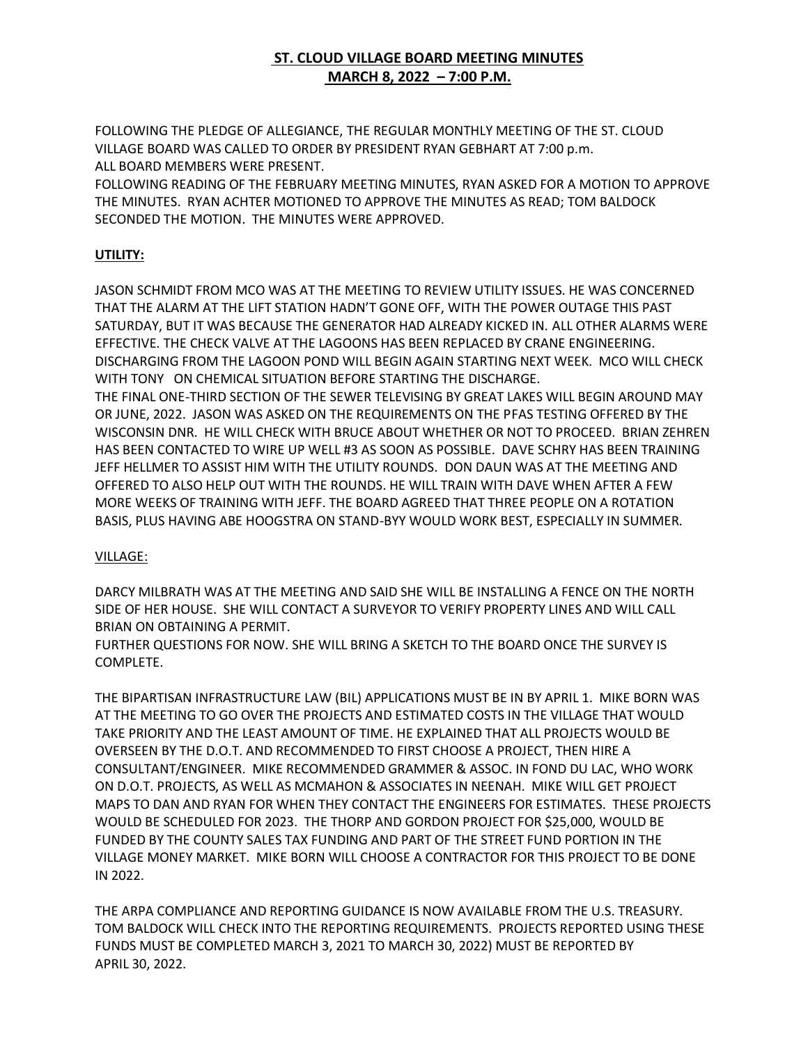# ST. CLOUD VILLAGE BOARD MEETING MINUTES
## MARCH 8, 2022 – 7:00 P.M.

FOLLOWING THE PLEDGE OF ALLEGIANCE, THE REGULAR MONTHLY MEETING OF THE ST. CLOUD VILLAGE BOARD WAS CALLED TO ORDER BY PRESIDENT RYAN GEBHART AT 7:00 p.m.
ALL BOARD MEMBERS WERE PRESENT.
FOLLOWING READING OF THE FEBRUARY MEETING MINUTES, RYAN ASKED FOR A MOTION TO APPROVE THE MINUTES. RYAN ACHTER MOTIONED TO APPROVE THE MINUTES AS READ; TOM BALDOCK SECONDED THE MOTION. THE MINUTES WERE APPROVED.

**UTILITY:**

JASON SCHMIDT FROM MCO WAS AT THE MEETING TO REVIEW UTILITY ISSUES. HE WAS CONCERNED THAT THE ALARM AT THE LIFT STATION HADN'T GONE OFF, WITH THE POWER OUTAGE THIS PAST SATURDAY, BUT IT WAS BECAUSE THE GENERATOR HAD ALREADY KICKED IN. ALL OTHER ALARMS WERE EFFECTIVE. THE CHECK VALVE AT THE LAGOONS HAS BEEN REPLACED BY CRANE ENGINEERING. DISCHARGING FROM THE LAGOON POND WILL BEGIN AGAIN STARTING NEXT WEEK. MCO WILL CHECK WITH TONY ON CHEMICAL SITUATION BEFORE STARTING THE DISCHARGE.
THE FINAL ONE-THIRD SECTION OF THE SEWER TELEVISING BY GREAT LAKES WILL BEGIN AROUND MAY OR JUNE, 2022. JASON WAS ASKED ON THE REQUIREMENTS ON THE PFAS TESTING OFFERED BY THE WISCONSIN DNR. HE WILL CHECK WITH BRUCE ABOUT WHETHER OR NOT TO PROCEED. BRIAN ZEHREN HAS BEEN CONTACTED TO WIRE UP WELL #3 AS SOON AS POSSIBLE. DAVE SCHRY HAS BEEN TRAINING JEFF HELLMER TO ASSIST HIM WITH THE UTILITY ROUNDS. DON DAUN WAS AT THE MEETING AND OFFERED TO ALSO HELP OUT WITH THE ROUNDS. HE WILL TRAIN WITH DAVE WHEN AFTER A FEW MORE WEEKS OF TRAINING WITH JEFF. THE BOARD AGREED THAT THREE PEOPLE ON A ROTATION BASIS, PLUS HAVING ABE HOOGSTRA ON STAND-BYY WOULD WORK BEST, ESPECIALLY IN SUMMER.

VILLAGE:

DARCY MILBRATH WAS AT THE MEETING AND SAID SHE WILL BE INSTALLING A FENCE ON THE NORTH SIDE OF HER HOUSE. SHE WILL CONTACT A SURVEYOR TO VERIFY PROPERTY LINES AND WILL CALL BRIAN ON OBTAINING A PERMIT.
FURTHER QUESTIONS FOR NOW. SHE WILL BRING A SKETCH TO THE BOARD ONCE THE SURVEY IS COMPLETE.

THE BIPARTISAN INFRASTRUCTURE LAW (BIL) APPLICATIONS MUST BE IN BY APRIL 1. MIKE BORN WAS AT THE MEETING TO GO OVER THE PROJECTS AND ESTIMATED COSTS IN THE VILLAGE THAT WOULD TAKE PRIORITY AND THE LEAST AMOUNT OF TIME. HE EXPLAINED THAT ALL PROJECTS WOULD BE OVERSEEN BY THE D.O.T. AND RECOMMENDED TO FIRST CHOOSE A PROJECT, THEN HIRE A CONSULTANT/ENGINEER. MIKE RECOMMENDED GRAMMER & ASSOC. IN FOND DU LAC, WHO WORK ON D.O.T. PROJECTS, AS WELL AS MCMAHON & ASSOCIATES IN NEENAH. MIKE WILL GET PROJECT MAPS TO DAN AND RYAN FOR WHEN THEY CONTACT THE ENGINEERS FOR ESTIMATES. THESE PROJECTS WOULD BE SCHEDULED FOR 2023. THE THORP AND GORDON PROJECT FOR $25,000, WOULD BE FUNDED BY THE COUNTY SALES TAX FUNDING AND PART OF THE STREET FUND PORTION IN THE VILLAGE MONEY MARKET. MIKE BORN WILL CHOOSE A CONTRACTOR FOR THIS PROJECT TO BE DONE IN 2022.

THE ARPA COMPLIANCE AND REPORTING GUIDANCE IS NOW AVAILABLE FROM THE U.S. TREASURY. TOM BALDOCK WILL CHECK INTO THE REPORTING REQUIREMENTS. PROJECTS REPORTED USING THESE FUNDS MUST BE COMPLETED MARCH 3, 2021 TO MARCH 30, 2022) MUST BE REPORTED BY APRIL 30, 2022.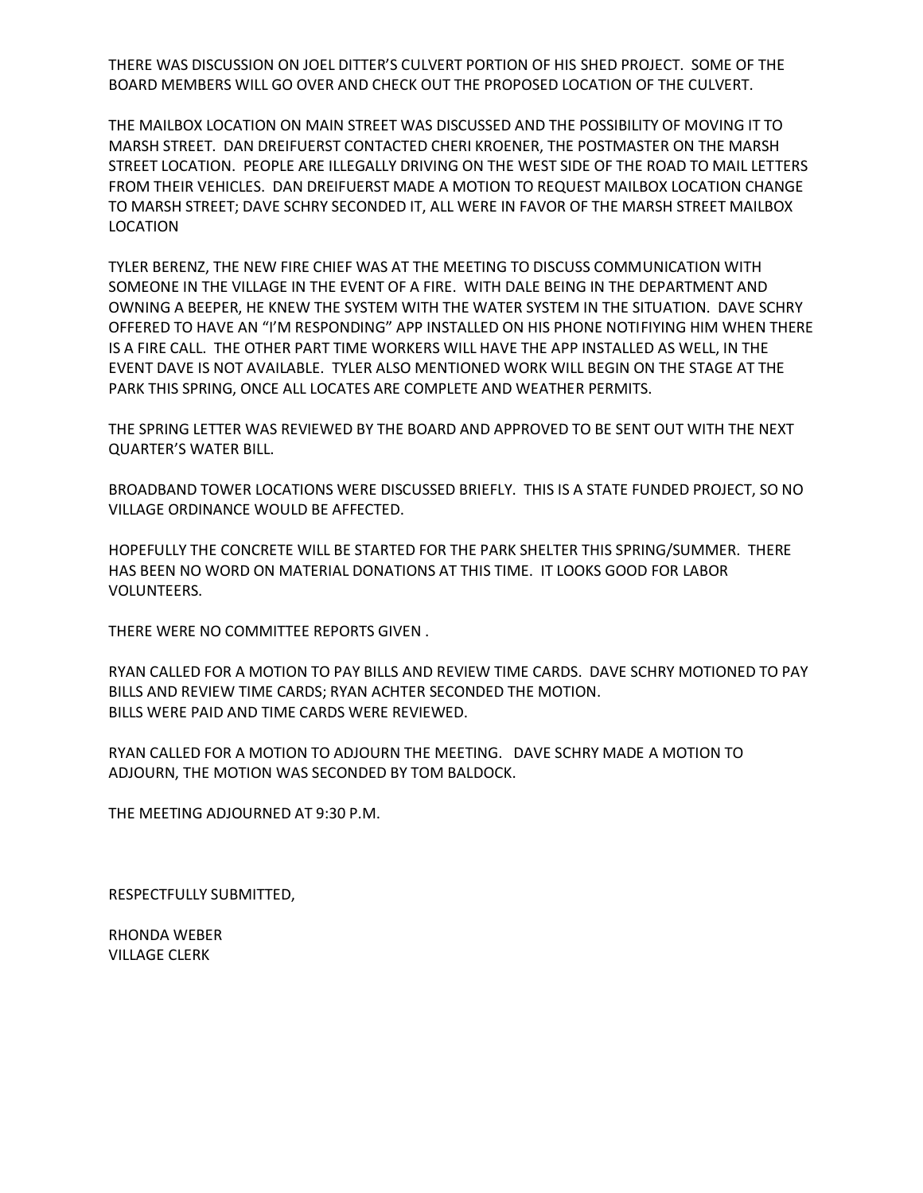THERE WAS DISCUSSION ON JOEL DITTER'S CULVERT PORTION OF HIS SHED PROJECT. SOME OF THE BOARD MEMBERS WILL GO OVER AND CHECK OUT THE PROPOSED LOCATION OF THE CULVERT.

THE MAILBOX LOCATION ON MAIN STREET WAS DISCUSSED AND THE POSSIBILITY OF MOVING IT TO MARSH STREET. DAN DREIFUERST CONTACTED CHERI KROENER, THE POSTMASTER ON THE MARSH STREET LOCATION. PEOPLE ARE ILLEGALLY DRIVING ON THE WEST SIDE OF THE ROAD TO MAIL LETTERS FROM THEIR VEHICLES. DAN DREIFUERST MADE A MOTION TO REQUEST MAILBOX LOCATION CHANGE TO MARSH STREET; DAVE SCHRY SECONDED IT, ALL WERE IN FAVOR OF THE MARSH STREET MAILBOX LOCATION

TYLER BERENZ, THE NEW FIRE CHIEF WAS AT THE MEETING TO DISCUSS COMMUNICATION WITH SOMEONE IN THE VILLAGE IN THE EVENT OF A FIRE. WITH DALE BEING IN THE DEPARTMENT AND OWNING A BEEPER, HE KNEW THE SYSTEM WITH THE WATER SYSTEM IN THE SITUATION. DAVE SCHRY OFFERED TO HAVE AN "I'M RESPONDING" APP INSTALLED ON HIS PHONE NOTIFIYING HIM WHEN THERE IS A FIRE CALL. THE OTHER PART TIME WORKERS WILL HAVE THE APP INSTALLED AS WELL, IN THE EVENT DAVE IS NOT AVAILABLE. TYLER ALSO MENTIONED WORK WILL BEGIN ON THE STAGE AT THE PARK THIS SPRING, ONCE ALL LOCATES ARE COMPLETE AND WEATHER PERMITS.

THE SPRING LETTER WAS REVIEWED BY THE BOARD AND APPROVED TO BE SENT OUT WITH THE NEXT QUARTER'S WATER BILL.

BROADBAND TOWER LOCATIONS WERE DISCUSSED BRIEFLY. THIS IS A STATE FUNDED PROJECT, SO NO VILLAGE ORDINANCE WOULD BE AFFECTED.

HOPEFULLY THE CONCRETE WILL BE STARTED FOR THE PARK SHELTER THIS SPRING/SUMMER. THERE HAS BEEN NO WORD ON MATERIAL DONATIONS AT THIS TIME. IT LOOKS GOOD FOR LABOR VOLUNTEERS.

THERE WERE NO COMMITTEE REPORTS GIVEN .

RYAN CALLED FOR A MOTION TO PAY BILLS AND REVIEW TIME CARDS. DAVE SCHRY MOTIONED TO PAY BILLS AND REVIEW TIME CARDS; RYAN ACHTER SECONDED THE MOTION.
BILLS WERE PAID AND TIME CARDS WERE REVIEWED.

RYAN CALLED FOR A MOTION TO ADJOURN THE MEETING. DAVE SCHRY MADE A MOTION TO ADJOURN, THE MOTION WAS SECONDED BY TOM BALDOCK.

THE MEETING ADJOURNED AT 9:30 P.M.

RESPECTFULLY SUBMITTED,

RHONDA WEBER
VILLAGE CLERK